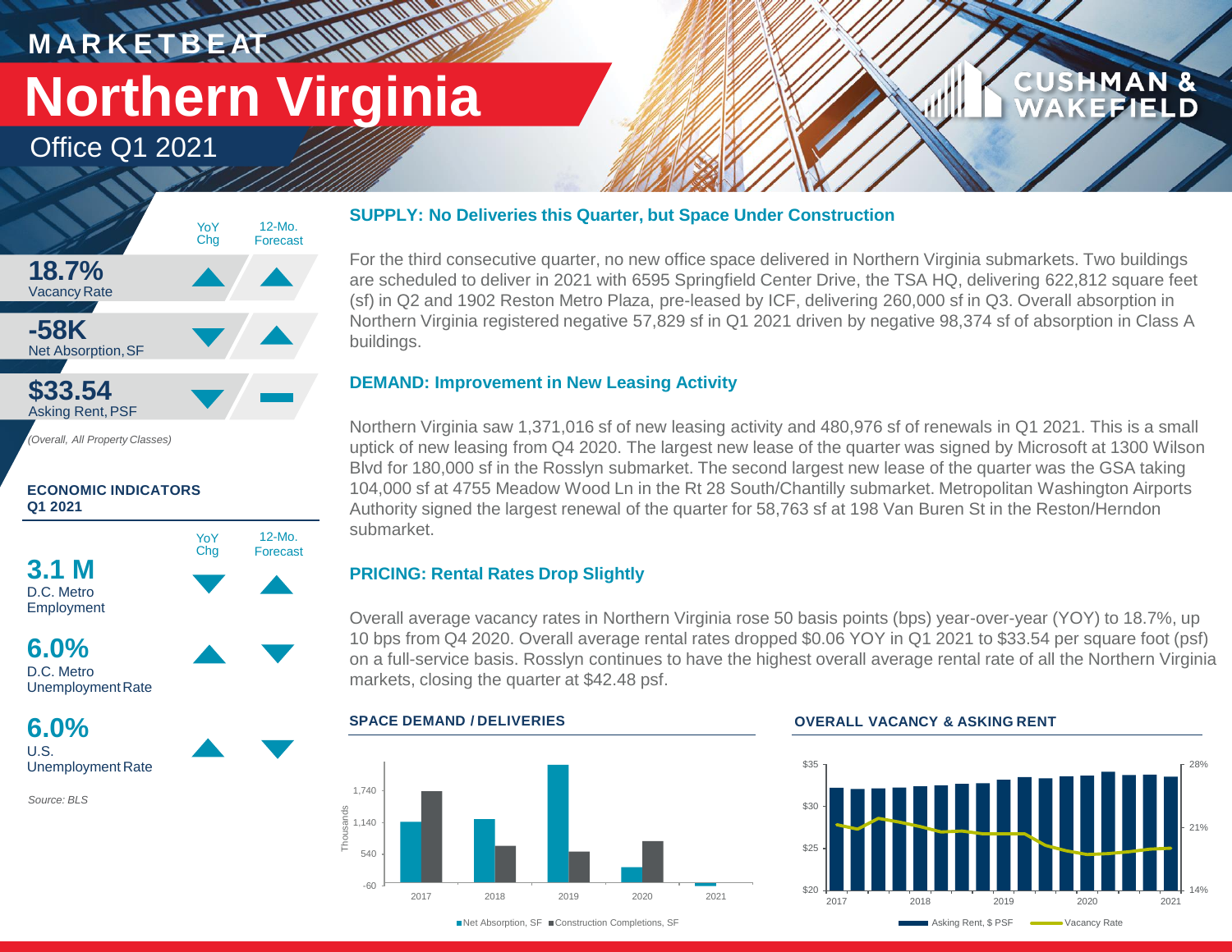# MARKETBEAT

# Northern Virginia

## Office Q1 2021

| | YoY Chg | 12-Mo. Forecast |
|---|---|---|
| **18.7%** Vacancy Rate | ▲ | ▲ |
| **-58K** Net Absorption, SF | ▼ | ▲ |
| **$33.54** Asking Rent, PSF | ▼ | ▬ |

*(Overall, All Property Classes)*

### ECONOMIC INDICATORS Q1 2021

| | YoY Chg | 12-Mo. Forecast |
|---|---|---|
| **3.1 M** D.C. Metro Employment | ▼ | ▲ |
| **6.0%** D.C. Metro Unemployment Rate | ▲ | ▼ |
| **6.0%** U.S. Unemployment Rate | ▲ | ▼ |

*Source: BLS*

### SUPPLY: No Deliveries this Quarter, but Space Under Construction

For the third consecutive quarter, no new office space delivered in Northern Virginia submarkets. Two buildings are scheduled to deliver in 2021 with 6595 Springfield Center Drive, the TSA HQ, delivering 622,812 square feet (sf) in Q2 and 1902 Reston Metro Plaza, pre-leased by ICF, delivering 260,000 sf in Q3. Overall absorption in Northern Virginia registered negative 57,829 sf in Q1 2021 driven by negative 98,374 sf of absorption in Class A buildings.

### DEMAND: Improvement in New Leasing Activity

Northern Virginia saw 1,371,016 sf of new leasing activity and 480,976 sf of renewals in Q1 2021. This is a small uptick of new leasing from Q4 2020. The largest new lease of the quarter was signed by Microsoft at 1300 Wilson Blvd for 180,000 sf in the Rosslyn submarket. The second largest new lease of the quarter was the GSA taking 104,000 sf at 4755 Meadow Wood Ln in the Rt 28 South/Chantilly submarket. Metropolitan Washington Airports Authority signed the largest renewal of the quarter for 58,763 sf at 198 Van Buren St in the Reston/Herndon submarket.

### PRICING: Rental Rates Drop Slightly

Overall average vacancy rates in Northern Virginia rose 50 basis points (bps) year-over-year (YOY) to 18.7%, up 10 bps from Q4 2020. Overall average rental rates dropped $0.06 YOY in Q1 2021 to $33.54 per square foot (psf) on a full-service basis. Rosslyn continues to have the highest overall average rental rate of all the Northern Virginia markets, closing the quarter at $42.48 psf.

#### SPACE DEMAND / DELIVERIES

Thousands: -60, 540, 1,140, 1,740 — 2017, 2018, 2019, 2020, 2021

■ Net Absorption, SF ■ Construction Completions, SF

#### OVERALL VACANCY & ASKING RENT

$20, $25, $30, $35 / 14%, 21%, 28% — 2017, 2018, 2019, 2020, 2021

Asking Rent, $ PSF — Vacancy Rate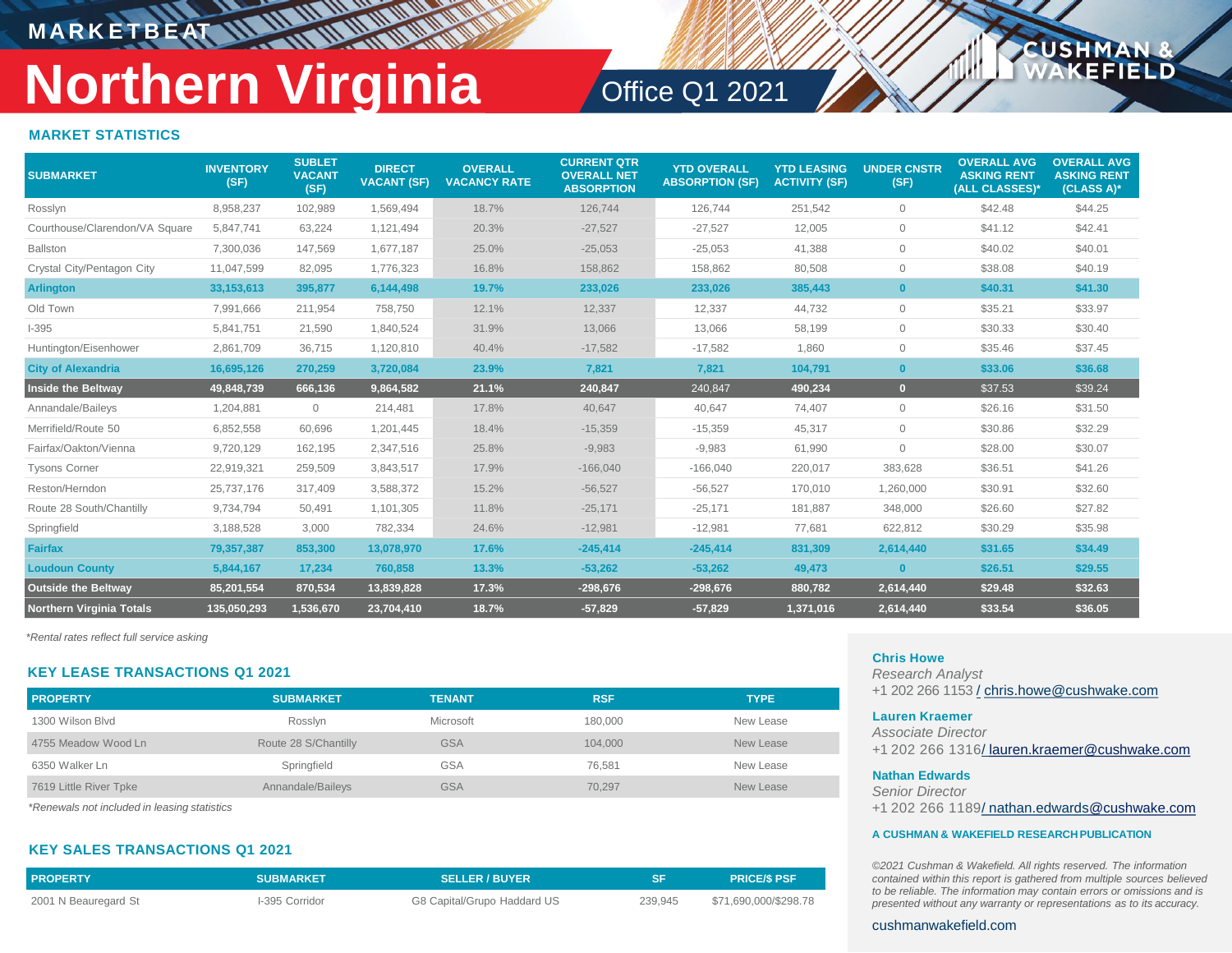# MARKETBEAT

# Northern Virginia

## Office Q1 2021

### MARKET STATISTICS

| SUBMARKET | INVENTORY (SF) | SUBLET VACANT (SF) | DIRECT VACANT (SF) | OVERALL VACANCY RATE | CURRENT QTR OVERALL NET ABSORPTION | YTD OVERALL ABSORPTION (SF) | YTD LEASING ACTIVITY (SF) | UNDER CNSTR (SF) | OVERALL AVG ASKING RENT (ALL CLASSES)* | OVERALL AVG ASKING RENT (CLASS A)* |
|---|---|---|---|---|---|---|---|---|---|---|
| Rosslyn | 8,958,237 | 102,989 | 1,569,494 | 18.7% | 126,744 | 126,744 | 251,542 | 0 | $42.48 | $44.25 |
| Courthouse/Clarendon/VA Square | 5,847,741 | 63,224 | 1,121,494 | 20.3% | -27,527 | -27,527 | 12,005 | 0 | $41.12 | $42.41 |
| Ballston | 7,300,036 | 147,569 | 1,677,187 | 25.0% | -25,053 | -25,053 | 41,388 | 0 | $40.02 | $40.01 |
| Crystal City/Pentagon City | 11,047,599 | 82,095 | 1,776,323 | 16.8% | 158,862 | 158,862 | 80,508 | 0 | $38.08 | $40.19 |
| **Arlington** | **33,153,613** | **395,877** | **6,144,498** | **19.7%** | **233,026** | **233,026** | **385,443** | **0** | **$40.31** | **$41.30** |
| Old Town | 7,991,666 | 211,954 | 758,750 | 12.1% | 12,337 | 12,337 | 44,732 | 0 | $35.21 | $33.97 |
| I-395 | 5,841,751 | 21,590 | 1,840,524 | 31.9% | 13,066 | 13,066 | 58,199 | 0 | $30.33 | $30.40 |
| Huntington/Eisenhower | 2,861,709 | 36,715 | 1,120,810 | 40.4% | -17,582 | -17,582 | 1,860 | 0 | $35.46 | $37.45 |
| **City of Alexandria** | **16,695,126** | **270,259** | **3,720,084** | **23.9%** | **7,821** | **7,821** | **104,791** | **0** | **$33.06** | **$36.68** |
| **Inside the Beltway** | **49,848,739** | **666,136** | **9,864,582** | **21.1%** | **240,847** | 240,847 | **490,234** | **0** | $37.53 | $39.24 |
| Annandale/Baileys | 1,204,881 | 0 | 214,481 | 17.8% | 40,647 | 40,647 | 74,407 | 0 | $26.16 | $31.50 |
| Merrifield/Route 50 | 6,852,558 | 60,696 | 1,201,445 | 18.4% | -15,359 | -15,359 | 45,317 | 0 | $30.86 | $32.29 |
| Fairfax/Oakton/Vienna | 9,720,129 | 162,195 | 2,347,516 | 25.8% | -9,983 | -9,983 | 61,990 | 0 | $28.00 | $30.07 |
| Tysons Corner | 22,919,321 | 259,509 | 3,843,517 | 17.9% | -166,040 | -166,040 | 220,017 | 383,628 | $36.51 | $41.26 |
| Reston/Herndon | 25,737,176 | 317,409 | 3,588,372 | 15.2% | -56,527 | -56,527 | 170,010 | 1,260,000 | $30.91 | $32.60 |
| Route 28 South/Chantilly | 9,734,794 | 50,491 | 1,101,305 | 11.8% | -25,171 | -25,171 | 181,887 | 348,000 | $26.60 | $27.82 |
| Springfield | 3,188,528 | 3,000 | 782,334 | 24.6% | -12,981 | -12,981 | 77,681 | 622,812 | $30.29 | $35.98 |
| **Fairfax** | **79,357,387** | **853,300** | **13,078,970** | **17.6%** | **-245,414** | **-245,414** | **831,309** | **2,614,440** | **$31.65** | **$34.49** |
| **Loudoun County** | **5,844,167** | **17,234** | **760,858** | **13.3%** | **-53,262** | **-53,262** | **49,473** | **0** | **$26.51** | **$29.55** |
| **Outside the Beltway** | **85,201,554** | **870,534** | **13,839,828** | **17.3%** | **-298,676** | **-298,676** | **880,782** | **2,614,440** | **$29.48** | **$32.63** |
| **Northern Virginia Totals** | **135,050,293** | **1,536,670** | **23,704,410** | **18.7%** | **-57,829** | **-57,829** | **1,371,016** | **2,614,440** | **$33.54** | **$36.05** |

*Rental rates reflect full service asking

### KEY LEASE TRANSACTIONS Q1 2021

| PROPERTY | SUBMARKET | TENANT | RSF | TYPE |
|---|---|---|---|---|
| 1300 Wilson Blvd | Rosslyn | Microsoft | 180,000 | New Lease |
| 4755 Meadow Wood Ln | Route 28 S/Chantilly | GSA | 104,000 | New Lease |
| 6350 Walker Ln | Springfield | GSA | 76,581 | New Lease |
| 7619 Little River Tpke | Annandale/Baileys | GSA | 70,297 | New Lease |

*Renewals not included in leasing statistics

### KEY SALES TRANSACTIONS Q1 2021

| PROPERTY | SUBMARKET | SELLER / BUYER | SF | PRICE/$ PSF |
|---|---|---|---|---|
| 2001 N Beauregard St | I-395 Corridor | G8 Capital/Grupo Haddad US | 239,945 | $71,690,000/$298.78 |

**Chris Howe**
*Research Analyst*
+1 202 266 1153 / chris.howe@cushwake.com

**Lauren Kraemer**
*Associate Director*
+1 202 266 1316/ lauren.kraemer@cushwake.com

**Nathan Edwards**
*Senior Director*
+1 202 266 1189/ nathan.edwards@cushwake.com

**A CUSHMAN & WAKEFIELD RESEARCH PUBLICATION**

*©2021 Cushman & Wakefield. All rights reserved. The information contained within this report is gathered from multiple sources believed to be reliable. The information may contain errors or omissions and is presented without any warranty or representations as to its accuracy.*

cushmanwakefield.com